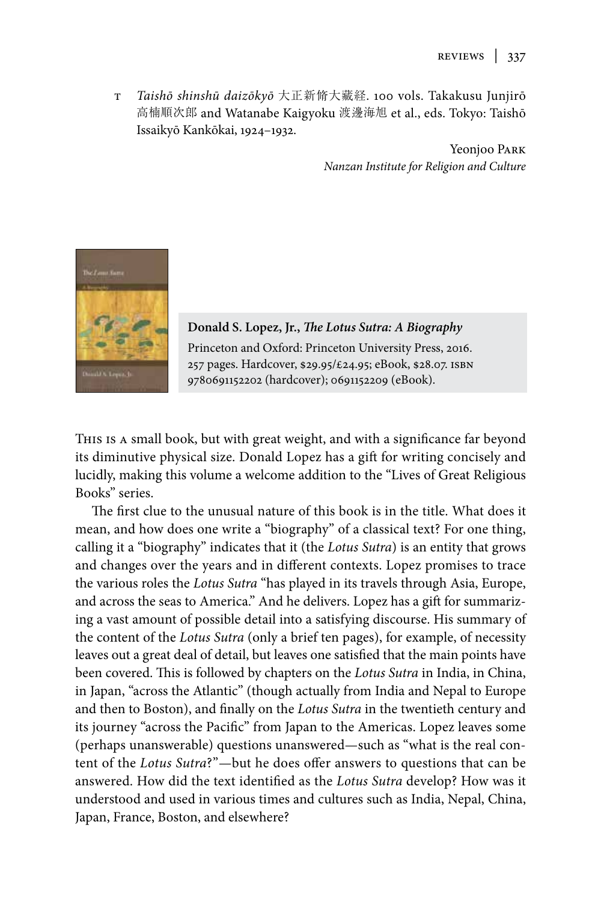T *Taishō shinshū daizōkyō* 大正新脩大藏経. 100 vols. Takakusu Junjirō 高楠順次郎 and Watanabe Kaigyoku 渡邊海旭 et al., eds. Tokyo: Taishō Issaikyō Kankōkai, 1924–1932.

Yeonjoo Park
*Nanzan Institute for Religion and Culture*

**Donald S. Lopez, Jr., *The Lotus Sutra: A Biography***
Princeton and Oxford: Princeton University Press, 2016. 257 pages. Hardcover, $29.95/£24.95; eBook, $28.07. ISBN 9780691152202 (hardcover); 0691152209 (eBook).

This is a small book, but with great weight, and with a significance far beyond its diminutive physical size. Donald Lopez has a gift for writing concisely and lucidly, making this volume a welcome addition to the "Lives of Great Religious Books" series.

The first clue to the unusual nature of this book is in the title. What does it mean, and how does one write a "biography" of a classical text? For one thing, calling it a "biography" indicates that it (the *Lotus Sutra*) is an entity that grows and changes over the years and in different contexts. Lopez promises to trace the various roles the *Lotus Sutra* "has played in its travels through Asia, Europe, and across the seas to America." And he delivers. Lopez has a gift for summarizing a vast amount of possible detail into a satisfying discourse. His summary of the content of the *Lotus Sutra* (only a brief ten pages), for example, of necessity leaves out a great deal of detail, but leaves one satisfied that the main points have been covered. This is followed by chapters on the *Lotus Sutra* in India, in China, in Japan, "across the Atlantic" (though actually from India and Nepal to Europe and then to Boston), and finally on the *Lotus Sutra* in the twentieth century and its journey "across the Pacific" from Japan to the Americas. Lopez leaves some (perhaps unanswerable) questions unanswered—such as "what is the real content of the *Lotus Sutra*?"—but he does offer answers to questions that can be answered. How did the text identified as the *Lotus Sutra* develop? How was it understood and used in various times and cultures such as India, Nepal, China, Japan, France, Boston, and elsewhere?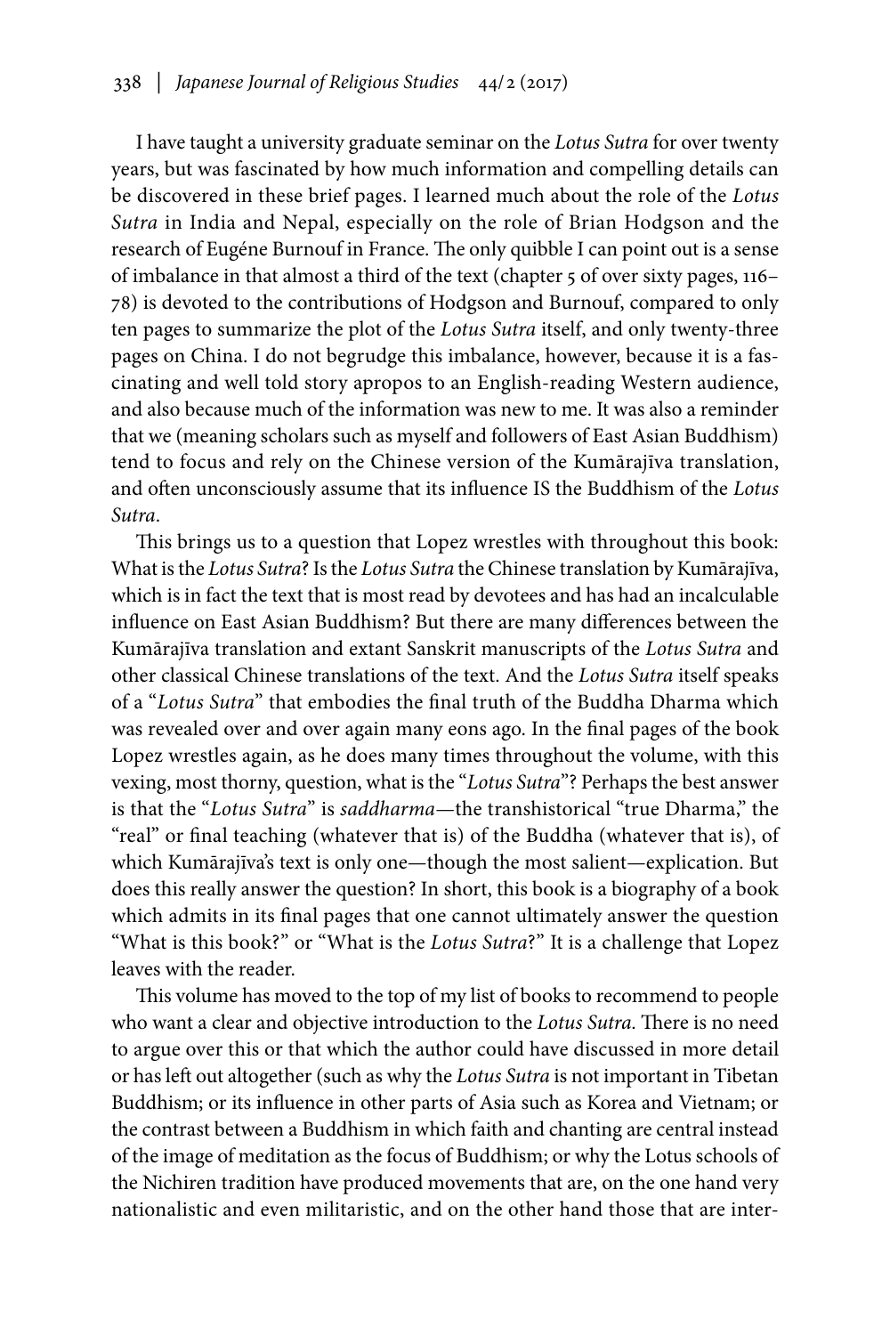I have taught a university graduate seminar on the *Lotus Sutra* for over twenty years, but was fascinated by how much information and compelling details can be discovered in these brief pages. I learned much about the role of the *Lotus Sutra* in India and Nepal, especially on the role of Brian Hodgson and the research of Eugéne Burnouf in France. The only quibble I can point out is a sense of imbalance in that almost a third of the text (chapter 5 of over sixty pages, 116–78) is devoted to the contributions of Hodgson and Burnouf, compared to only ten pages to summarize the plot of the *Lotus Sutra* itself, and only twenty-three pages on China. I do not begrudge this imbalance, however, because it is a fascinating and well told story apropos to an English-reading Western audience, and also because much of the information was new to me. It was also a reminder that we (meaning scholars such as myself and followers of East Asian Buddhism) tend to focus and rely on the Chinese version of the Kumārajīva translation, and often unconsciously assume that its influence IS the Buddhism of the *Lotus Sutra*.

This brings us to a question that Lopez wrestles with throughout this book: What is the *Lotus Sutra*? Is the *Lotus Sutra* the Chinese translation by Kumārajīva, which is in fact the text that is most read by devotees and has had an incalculable influence on East Asian Buddhism? But there are many differences between the Kumārajīva translation and extant Sanskrit manuscripts of the *Lotus Sutra* and other classical Chinese translations of the text. And the *Lotus Sutra* itself speaks of a "*Lotus Sutra*" that embodies the final truth of the Buddha Dharma which was revealed over and over again many eons ago. In the final pages of the book Lopez wrestles again, as he does many times throughout the volume, with this vexing, most thorny, question, what is the "*Lotus Sutra*"? Perhaps the best answer is that the "*Lotus Sutra*" is *saddharma*—the transhistorical "true Dharma," the "real" or final teaching (whatever that is) of the Buddha (whatever that is), of which Kumārajīva's text is only one—though the most salient—explication. But does this really answer the question? In short, this book is a biography of a book which admits in its final pages that one cannot ultimately answer the question "What is this book?" or "What is the *Lotus Sutra*?" It is a challenge that Lopez leaves with the reader.

This volume has moved to the top of my list of books to recommend to people who want a clear and objective introduction to the *Lotus Sutra*. There is no need to argue over this or that which the author could have discussed in more detail or has left out altogether (such as why the *Lotus Sutra* is not important in Tibetan Buddhism; or its influence in other parts of Asia such as Korea and Vietnam; or the contrast between a Buddhism in which faith and chanting are central instead of the image of meditation as the focus of Buddhism; or why the Lotus schools of the Nichiren tradition have produced movements that are, on the one hand very nationalistic and even militaristic, and on the other hand those that are inter-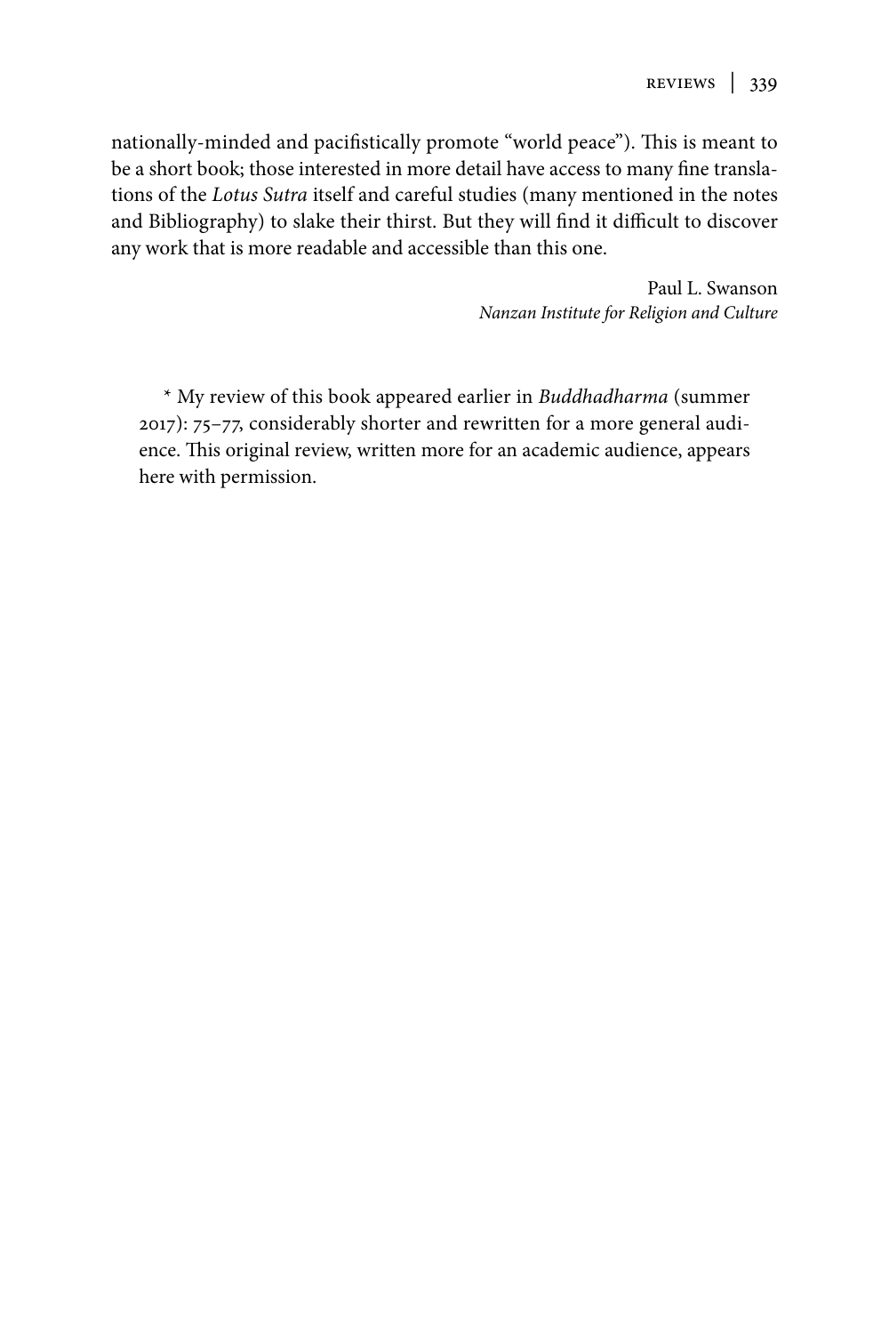nationally-minded and pacifistically promote "world peace"). This is meant to be a short book; those interested in more detail have access to many fine translations of the *Lotus Sutra* itself and careful studies (many mentioned in the notes and Bibliography) to slake their thirst. But they will find it difficult to discover any work that is more readable and accessible than this one.

Paul L. Swanson
*Nanzan Institute for Religion and Culture*

\* My review of this book appeared earlier in *Buddhadharma* (summer 2017): 75–77, considerably shorter and rewritten for a more general audience. This original review, written more for an academic audience, appears here with permission.